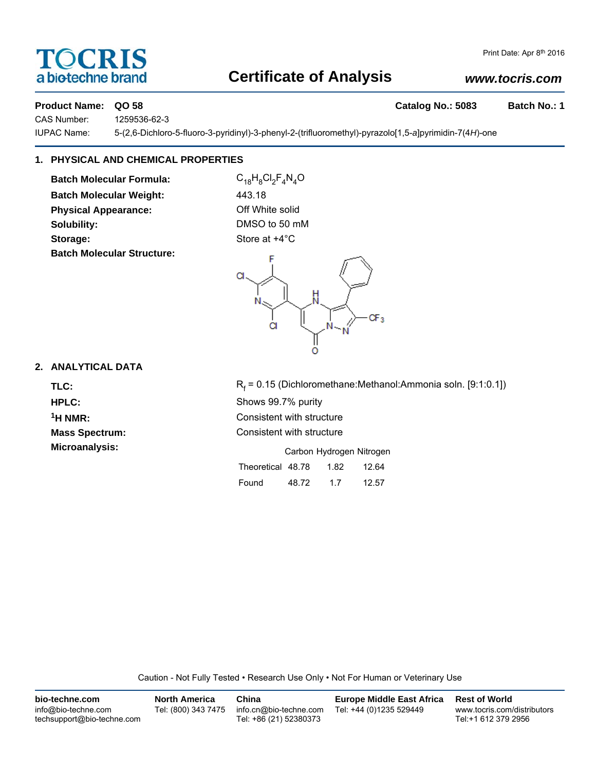TOCRIS
a biotechne brand

Print Date: Apr 8th 2016

# Certificate of Analysis

*www.tocris.com*

**Product Name: QO 58** **Catalog No.: 5083** **Batch No.: 1**

CAS Number: 1259536-62-3

IUPAC Name: 5-(2,6-Dichloro-5-fluoro-3-pyridinyl)-3-phenyl-2-(trifluoromethyl)-pyrazolo[1,5-*a*]pyrimidin-7(4*H*)-one

## 1. PHYSICAL AND CHEMICAL PROPERTIES

**Batch Molecular Formula:** $C_{18}H_8Cl_2F_4N_4O$

**Batch Molecular Weight:** 443.18

**Physical Appearance:** Off White solid

**Solubility:** DMSO to 50 mM

**Storage:** Store at +4°C

**Batch Molecular Structure:**

## 2. ANALYTICAL DATA

**TLC:** $R_f$ = 0.15 (Dichloromethane:Methanol:Ammonia soln. [9:1:0.1])

**HPLC:** Shows 99.7% purity

**$^1$H NMR:** Consistent with structure

**Mass Spectrum:** Consistent with structure

**Microanalysis:**

| | Carbon | Hydrogen | Nitrogen |
|---|---|---|---|
| Theoretical | 48.78 | 1.82 | 12.64 |
| Found | 48.72 | 1.7 | 12.57 |

Caution - Not Fully Tested • Research Use Only • Not For Human or Veterinary Use

**bio-techne.com**
info@bio-techne.com
techsupport@bio-techne.com

**North America**
Tel: (800) 343 7475

**China**
info.cn@bio-techne.com
Tel: +86 (21) 52380373

**Europe Middle East Africa**
Tel: +44 (0)1235 529449

**Rest of World**
www.tocris.com/distributors
Tel:+1 612 379 2956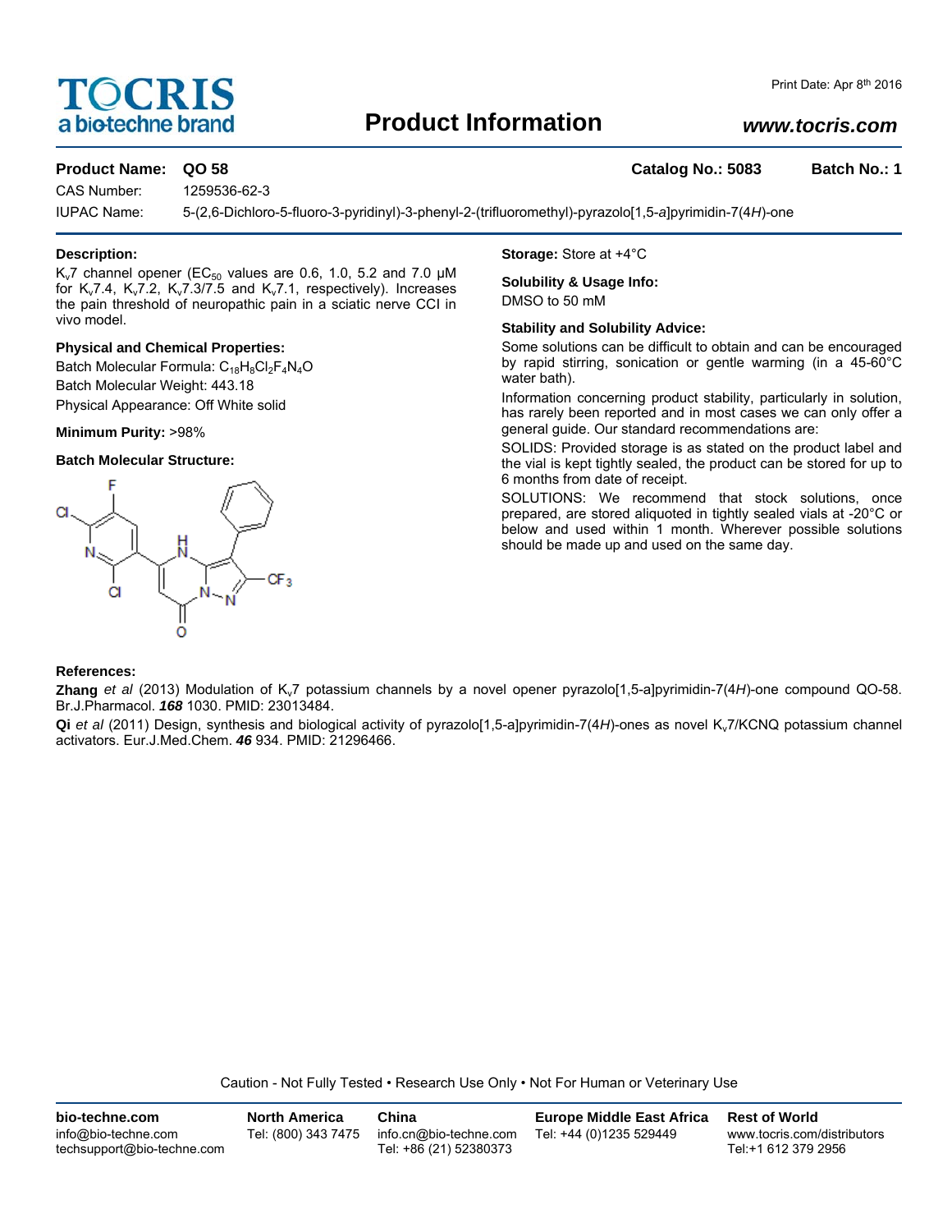# TOCRIS
a biotechne brand

## Product Information

www.tocris.com

Print Date: Apr 8th 2016

**Product Name: QO 58** **Catalog No.: 5083** **Batch No.: 1**

CAS Number: 1259536-62-3

IUPAC Name: 5-(2,6-Dichloro-5-fluoro-3-pyridinyl)-3-phenyl-2-(trifluoromethyl)-pyrazolo[1,5-*a*]pyrimidin-7(4*H*)-one

### Description:

$K_v$7 channel opener ($EC_{50}$ values are 0.6, 1.0, 5.2 and 7.0 μM for $K_v$7.4, $K_v$7.2, $K_v$7.3/7.5 and $K_v$7.1, respectively). Increases the pain threshold of neuropathic pain in a sciatic nerve CCI in vivo model.

### Physical and Chemical Properties:

Batch Molecular Formula: $C_{18}H_8Cl_2F_4N_4O$

Batch Molecular Weight: 443.18

Physical Appearance: Off White solid

**Minimum Purity:** >98%

### Batch Molecular Structure:

F
Cl
N
Cl
H
N
N
N
CF3
O

**Storage:** Store at +4°C

### Solubility & Usage Info:

DMSO to 50 mM

### Stability and Solubility Advice:

Some solutions can be difficult to obtain and can be encouraged by rapid stirring, sonication or gentle warming (in a 45-60°C water bath).

Information concerning product stability, particularly in solution, has rarely been reported and in most cases we can only offer a general guide. Our standard recommendations are:

SOLIDS: Provided storage is as stated on the product label and the vial is kept tightly sealed, the product can be stored for up to 6 months from date of receipt.

SOLUTIONS: We recommend that stock solutions, once prepared, are stored aliquoted in tightly sealed vials at -20°C or below and used within 1 month. Wherever possible solutions should be made up and used on the same day.

### References:

**Zhang** *et al* (2013) Modulation of $K_v$7 potassium channels by a novel opener pyrazolo[1,5-a]pyrimidin-7(4*H*)-one compound QO-58. Br.J.Pharmacol. ***168*** 1030. PMID: 23013484.

**Qi** *et al* (2011) Design, synthesis and biological activity of pyrazolo[1,5-a]pyrimidin-7(4*H*)-ones as novel $K_v$7/KCNQ potassium channel activators. Eur.J.Med.Chem. ***46*** 934. PMID: 21296466.

Caution - Not Fully Tested • Research Use Only • Not For Human or Veterinary Use

**bio-techne.com**
info@bio-techne.com
techsupport@bio-techne.com

**North America**
Tel: (800) 343 7475

**China**
info.cn@bio-techne.com
Tel: +86 (21) 52380373

**Europe Middle East Africa**
Tel: +44 (0)1235 529449

**Rest of World**
www.tocris.com/distributors
Tel:+1 612 379 2956